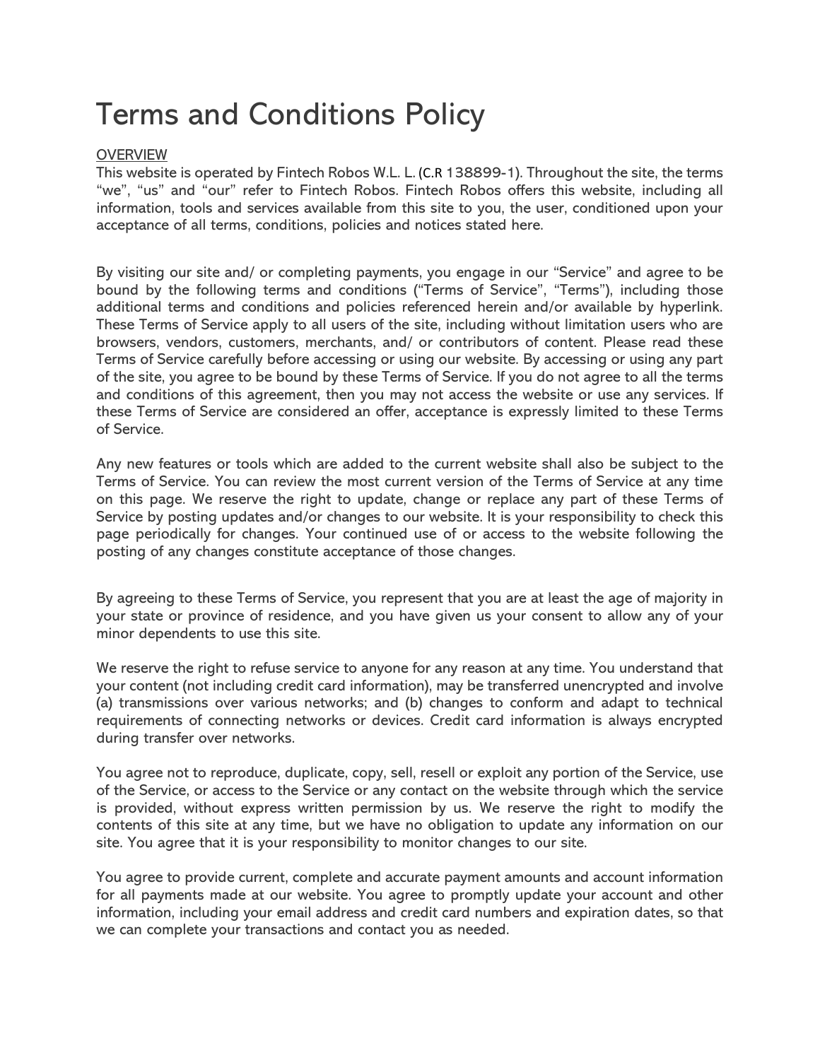# Terms and Conditions Policy

OVERVIEW

This website is operated by Fintech Robos W.L. L. (C.R 138899-1). Throughout the site, the terms "we", "us" and "our" refer to Fintech Robos. Fintech Robos offers this website, including all information, tools and services available from this site to you, the user, conditioned upon your acceptance of all terms, conditions, policies and notices stated here.

By visiting our site and/ or completing payments, you engage in our "Service" and agree to be bound by the following terms and conditions ("Terms of Service", "Terms"), including those additional terms and conditions and policies referenced herein and/or available by hyperlink. These Terms of Service apply to all users of the site, including without limitation users who are browsers, vendors, customers, merchants, and/ or contributors of content. Please read these Terms of Service carefully before accessing or using our website. By accessing or using any part of the site, you agree to be bound by these Terms of Service. If you do not agree to all the terms and conditions of this agreement, then you may not access the website or use any services. If these Terms of Service are considered an offer, acceptance is expressly limited to these Terms of Service.

Any new features or tools which are added to the current website shall also be subject to the Terms of Service. You can review the most current version of the Terms of Service at any time on this page. We reserve the right to update, change or replace any part of these Terms of Service by posting updates and/or changes to our website. It is your responsibility to check this page periodically for changes. Your continued use of or access to the website following the posting of any changes constitute acceptance of those changes.

By agreeing to these Terms of Service, you represent that you are at least the age of majority in your state or province of residence, and you have given us your consent to allow any of your minor dependents to use this site.

We reserve the right to refuse service to anyone for any reason at any time. You understand that your content (not including credit card information), may be transferred unencrypted and involve (a) transmissions over various networks; and (b) changes to conform and adapt to technical requirements of connecting networks or devices. Credit card information is always encrypted during transfer over networks.

You agree not to reproduce, duplicate, copy, sell, resell or exploit any portion of the Service, use of the Service, or access to the Service or any contact on the website through which the service is provided, without express written permission by us. We reserve the right to modify the contents of this site at any time, but we have no obligation to update any information on our site. You agree that it is your responsibility to monitor changes to our site.

You agree to provide current, complete and accurate payment amounts and account information for all payments made at our website. You agree to promptly update your account and other information, including your email address and credit card numbers and expiration dates, so that we can complete your transactions and contact you as needed.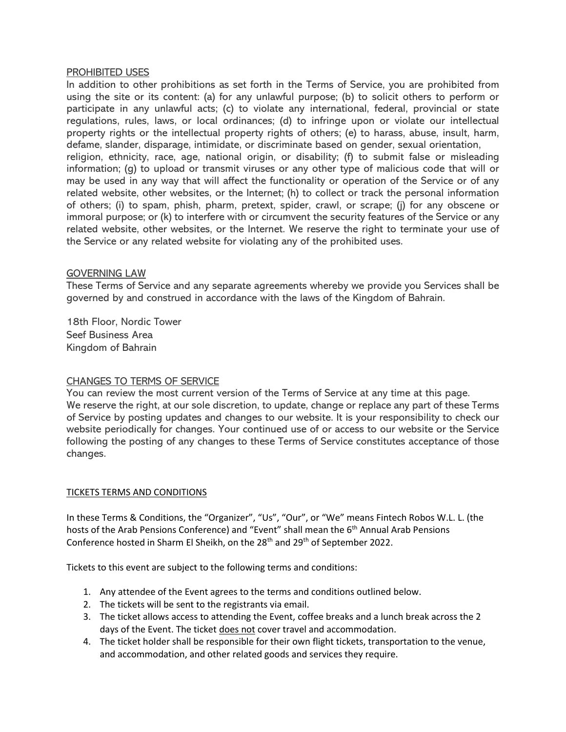## PROHIBITED USES

In addition to other prohibitions as set forth in the Terms of Service, you are prohibited from using the site or its content: (a) for any unlawful purpose; (b) to solicit others to perform or participate in any unlawful acts; (c) to violate any international, federal, provincial or state regulations, rules, laws, or local ordinances; (d) to infringe upon or violate our intellectual property rights or the intellectual property rights of others; (e) to harass, abuse, insult, harm, defame, slander, disparage, intimidate, or discriminate based on gender, sexual orientation, religion, ethnicity, race, age, national origin, or disability; (f) to submit false or misleading information; (g) to upload or transmit viruses or any other type of malicious code that will or may be used in any way that will affect the functionality or operation of the Service or of any related website, other websites, or the Internet; (h) to collect or track the personal information of others; (i) to spam, phish, pharm, pretext, spider, crawl, or scrape; (j) for any obscene or immoral purpose; or (k) to interfere with or circumvent the security features of the Service or any related website, other websites, or the Internet. We reserve the right to terminate your use of the Service or any related website for violating any of the prohibited uses.

## GOVERNING LAW

These Terms of Service and any separate agreements whereby we provide you Services shall be governed by and construed in accordance with the laws of the Kingdom of Bahrain.

18th Floor, Nordic Tower
Seef Business Area
Kingdom of Bahrain

## CHANGES TO TERMS OF SERVICE

You can review the most current version of the Terms of Service at any time at this page.
We reserve the right, at our sole discretion, to update, change or replace any part of these Terms of Service by posting updates and changes to our website. It is your responsibility to check our website periodically for changes. Your continued use of or access to our website or the Service following the posting of any changes to these Terms of Service constitutes acceptance of those changes.

## TICKETS TERMS AND CONDITIONS

In these Terms & Conditions, the "Organizer", "Us", "Our", or "We" means Fintech Robos W.L. L. (the hosts of the Arab Pensions Conference) and "Event" shall mean the 6th Annual Arab Pensions Conference hosted in Sharm El Sheikh, on the 28th and 29th of September 2022.

Tickets to this event are subject to the following terms and conditions:

1. Any attendee of the Event agrees to the terms and conditions outlined below.
2. The tickets will be sent to the registrants via email.
3. The ticket allows access to attending the Event, coffee breaks and a lunch break across the 2 days of the Event. The ticket does not cover travel and accommodation.
4. The ticket holder shall be responsible for their own flight tickets, transportation to the venue, and accommodation, and other related goods and services they require.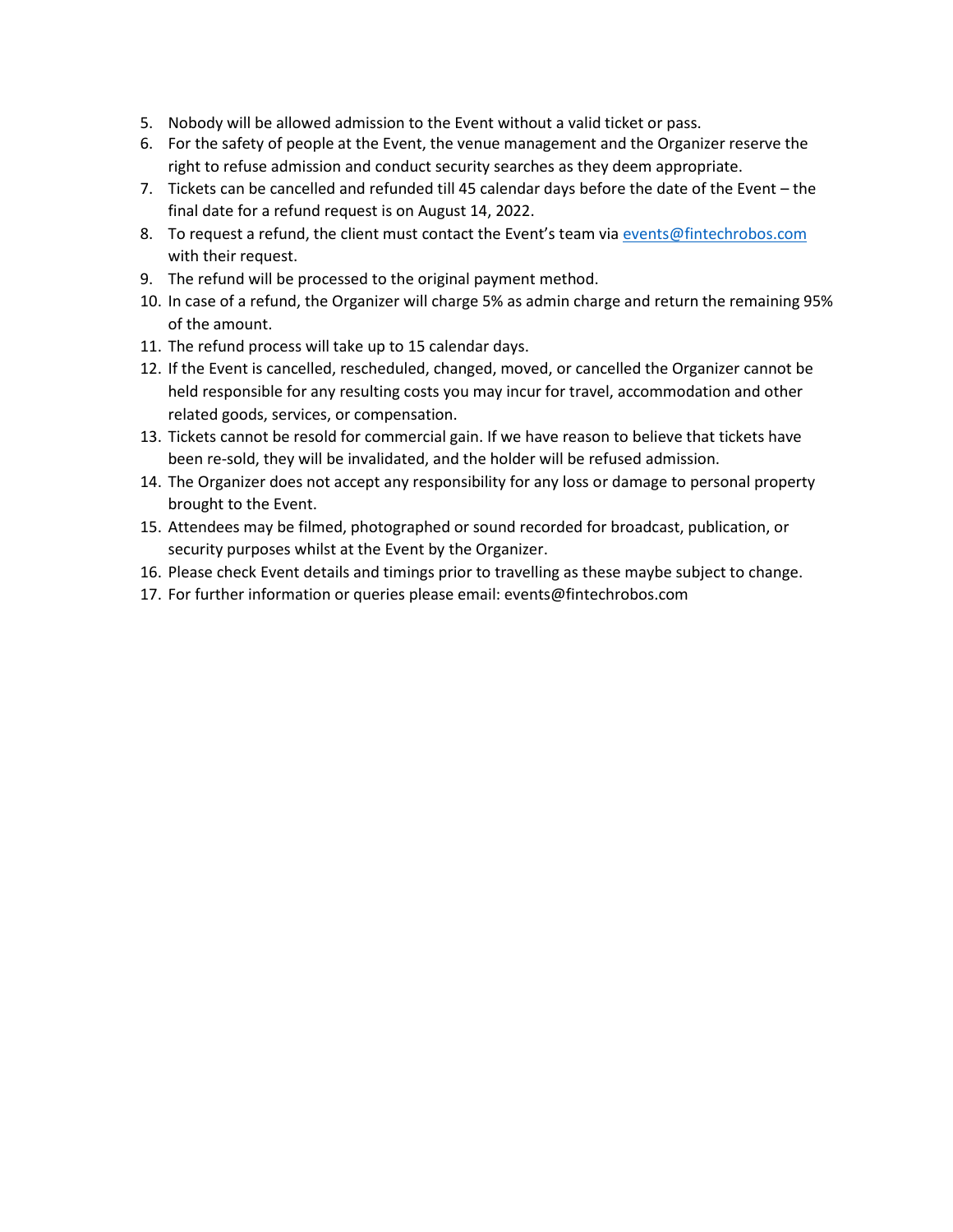5. Nobody will be allowed admission to the Event without a valid ticket or pass.
6. For the safety of people at the Event, the venue management and the Organizer reserve the right to refuse admission and conduct security searches as they deem appropriate.
7. Tickets can be cancelled and refunded till 45 calendar days before the date of the Event – the final date for a refund request is on August 14, 2022.
8. To request a refund, the client must contact the Event's team via [events@fintechrobos.com](mailto:events@fintechrobos.com) with their request.
9. The refund will be processed to the original payment method.
10. In case of a refund, the Organizer will charge 5% as admin charge and return the remaining 95% of the amount.
11. The refund process will take up to 15 calendar days.
12. If the Event is cancelled, rescheduled, changed, moved, or cancelled the Organizer cannot be held responsible for any resulting costs you may incur for travel, accommodation and other related goods, services, or compensation.
13. Tickets cannot be resold for commercial gain. If we have reason to believe that tickets have been re-sold, they will be invalidated, and the holder will be refused admission.
14. The Organizer does not accept any responsibility for any loss or damage to personal property brought to the Event.
15. Attendees may be filmed, photographed or sound recorded for broadcast, publication, or security purposes whilst at the Event by the Organizer.
16. Please check Event details and timings prior to travelling as these maybe subject to change.
17. For further information or queries please email: events@fintechrobos.com